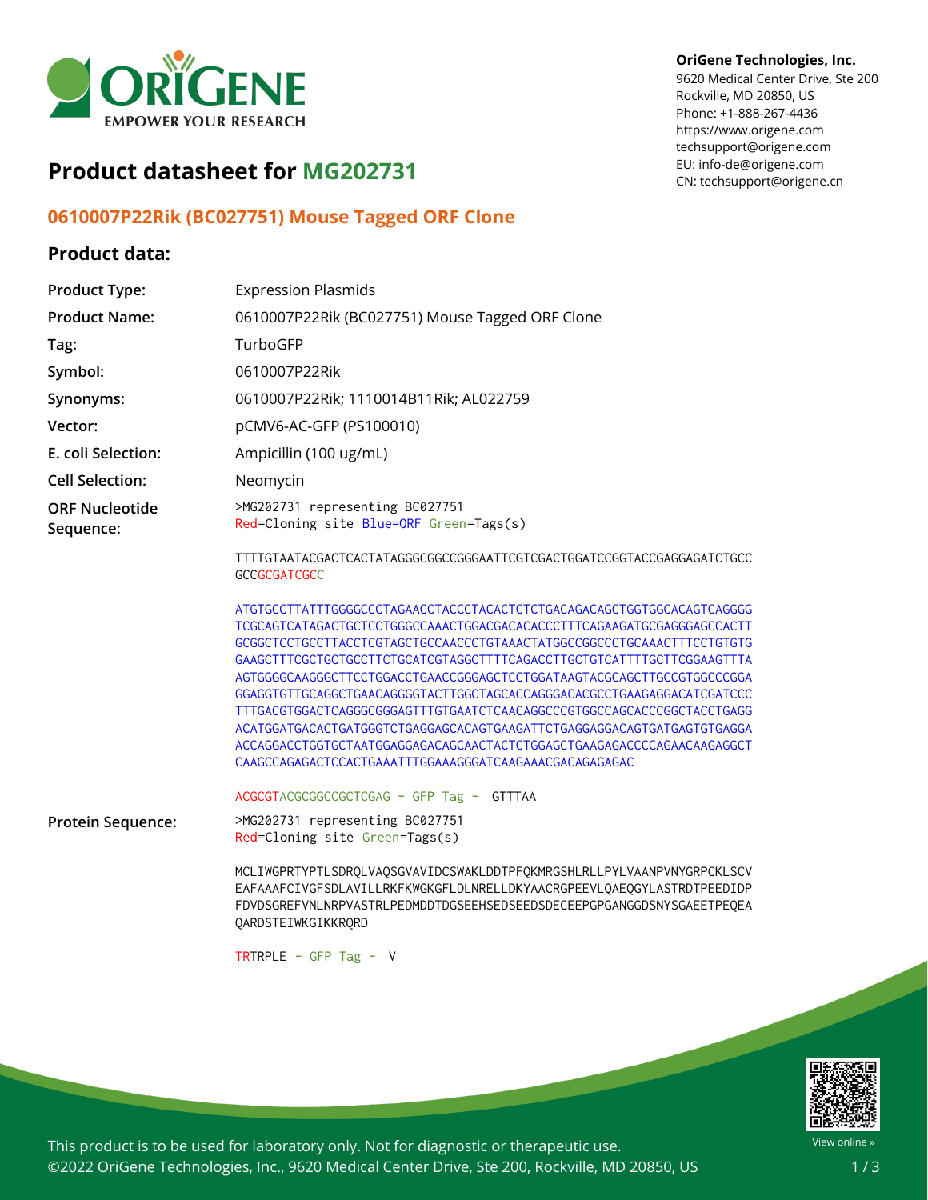OriGene Technologies, Inc.
9620 Medical Center Drive, Ste 200
Rockville, MD 20850, US
Phone: +1-888-267-4436
https://www.origene.com
techsupport@origene.com
EU: info-de@origene.com
CN: techsupport@origene.cn

# Product datasheet for MG202731

## 0610007P22Rik (BC027751) Mouse Tagged ORF Clone

### Product data:

| | |
|---|---|
| **Product Type:** | Expression Plasmids |
| **Product Name:** | 0610007P22Rik (BC027751) Mouse Tagged ORF Clone |
| **Tag:** | TurboGFP |
| **Symbol:** | 0610007P22Rik |
| **Synonyms:** | 0610007P22Rik; 1110014B11Rik; AL022759 |
| **Vector:** | pCMV6-AC-GFP (PS100010) |
| **E. coli Selection:** | Ampicillin (100 ug/mL) |
| **Cell Selection:** | Neomycin |

**ORF Nucleotide Sequence:**

```
>MG202731 representing BC027751
Red=Cloning site Blue=ORF Green=Tags(s)

TTTTGTAATACGACTCACTATAGGGCGGCCGGGAATTCGTCGACTGGATCCGGTACCGAGGAGATCTGCC
GCCGCGATCGCC

ATGTGCCTTATTTGGGGCCCTAGAACCTACCCTACACTCTCTGACAGACAGCTGGTGGCACAGTCAGGGG
TCGCAGTCATAGACTGCTCCTGGGCCAAACTGGACGACACACCCTTTCAGAAGATGCGAGGGAGCCACTT
GCGGCTCCTGCCTTACCTCGTAGCTGCCAACCCTGTAAACTATGGCCGGCCCTGCAAACTTTCCTGTGTG
GAAGCTTTCGCTGCTGCCTTCTGCATCGTAGGCTTTTCAGACCTTGCTGTCATTTTGCTTCGGAAGTTTA
AGTGGGGCAAGGGCTTCCTGGACCTGAACCGGGAGCTCCTGGATAAGTACGCAGCTTGCCGTGGCCCGGA
GGAGGTGTTGCAGGCTGAACAGGGGTACTTGGCTAGCACCAGGGACACGCCTGAAGAGGACATCGATCCC
TTTGACGTGGACTCAGGGCGGGAGTTTGTGAATCTCAACAGGCCCGTGGCCAGCACCCGGCTACCTGAGG
ACATGGATGACACTGATGGGTCTGAGGAGCACAGTGAAGATTCTGAGGAGGACAGTGATGAGTGTGAGGA
ACCAGGACCTGGTGCTAATGGAGGAGACAGCAACTACTCTGGAGCTGAAGAGACCCCAGAACAAGAGGCT
CAAGCCAGAGACTCCACTGAAATTTGGAAAGGGATCAAGAAACGACAGAGAGAC

ACGCGTACGCGGCCGCTCGAG - GFP Tag - GTTTAA
```

**Protein Sequence:**

```
>MG202731 representing BC027751
Red=Cloning site Green=Tags(s)

MCLIWGPRTYPTLSDRQLVAQSGVAVIDCSWAKLDDTPFQKMRGSHLRLLPYLVAANPVNYGRPCKLSCV
EAFAAAFCIVGFSDLAVILLRKFKWGKGFLDLNRELLDKYAACRGPEEVLQAEQGYLASTRDTPEEDIDP
FDVDSGREFVNLNRPVASTRLPEDMDDTDGSEEHSEDSEEDSDECEEPGPGANGGDSNYSGAEETPEQEA
QARDSTEIWKGIKKRQRD

TRTRPLE - GFP Tag - V
```

This product is to be used for laboratory only. Not for diagnostic or therapeutic use.
©2022 OriGene Technologies, Inc., 9620 Medical Center Drive, Ste 200, Rockville, MD 20850, US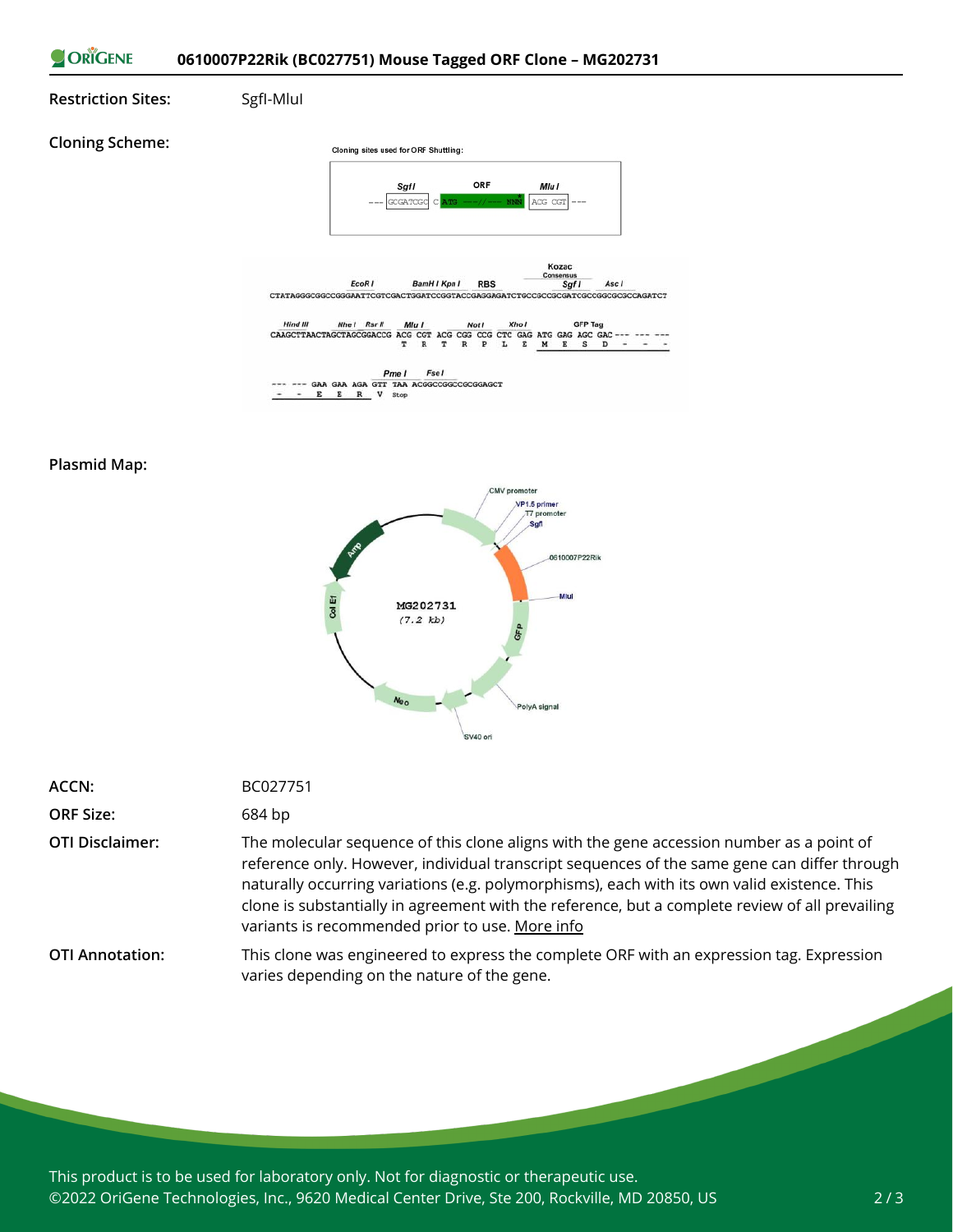**Restriction Sites:** SgfI-MluI

**Cloning Scheme:**

Cloning sites used for ORF Shuttling:

```
--- GCGATCGC C ATG ---//--- NNN ACG CGT ---
      SgfI         ORF          MluI
```

```
                                                                    Kozac
                 EcoR I        BamH I Kpn I     RBS                Consensus
                                                                    Sgf I        Asc I
CTATAGGGCGGCCGGGAATTCGTCGACTGGATCCGGTACCGAGGAGATCTGCCGCCGCGATCGCCGGCGCGCCAGATCT

Hind III       Nhe I  Rsr II    Mlu I           Not I     Xho I          GFP Tag
CAAGCTTAACTAGCTAGCGGACCG ACG CGT ACG CGG CCG CTC GAG ATG GAG AGC GAC --- --- ---
                          T   R   T   R   P   L   E   M   E   S   D   -   -   -

                 Pme I     Fse I
--- --- GAA GAA AGA GTT TAA ACGGCCGGCCGCGGAGCT
 -   -   E   E   R   V  Stop
```

**Plasmid Map:**

MG202731 (7.2 kb)

CMV promoter, VP1.5 primer, T7 promoter, SgfI, 0610007P22Rik, MluI, GFP, PolyA signal, SV40 ori, Neo, Col E1, Amp

| | |
|---|---|
| **ACCN:** | BC027751 |
| **ORF Size:** | 684 bp |
| **OTI Disclaimer:** | The molecular sequence of this clone aligns with the gene accession number as a point of reference only. However, individual transcript sequences of the same gene can differ through naturally occurring variations (e.g. polymorphisms), each with its own valid existence. This clone is substantially in agreement with the reference, but a complete review of all prevailing variants is recommended prior to use. More info |
| **OTI Annotation:** | This clone was engineered to express the complete ORF with an expression tag. Expression varies depending on the nature of the gene. |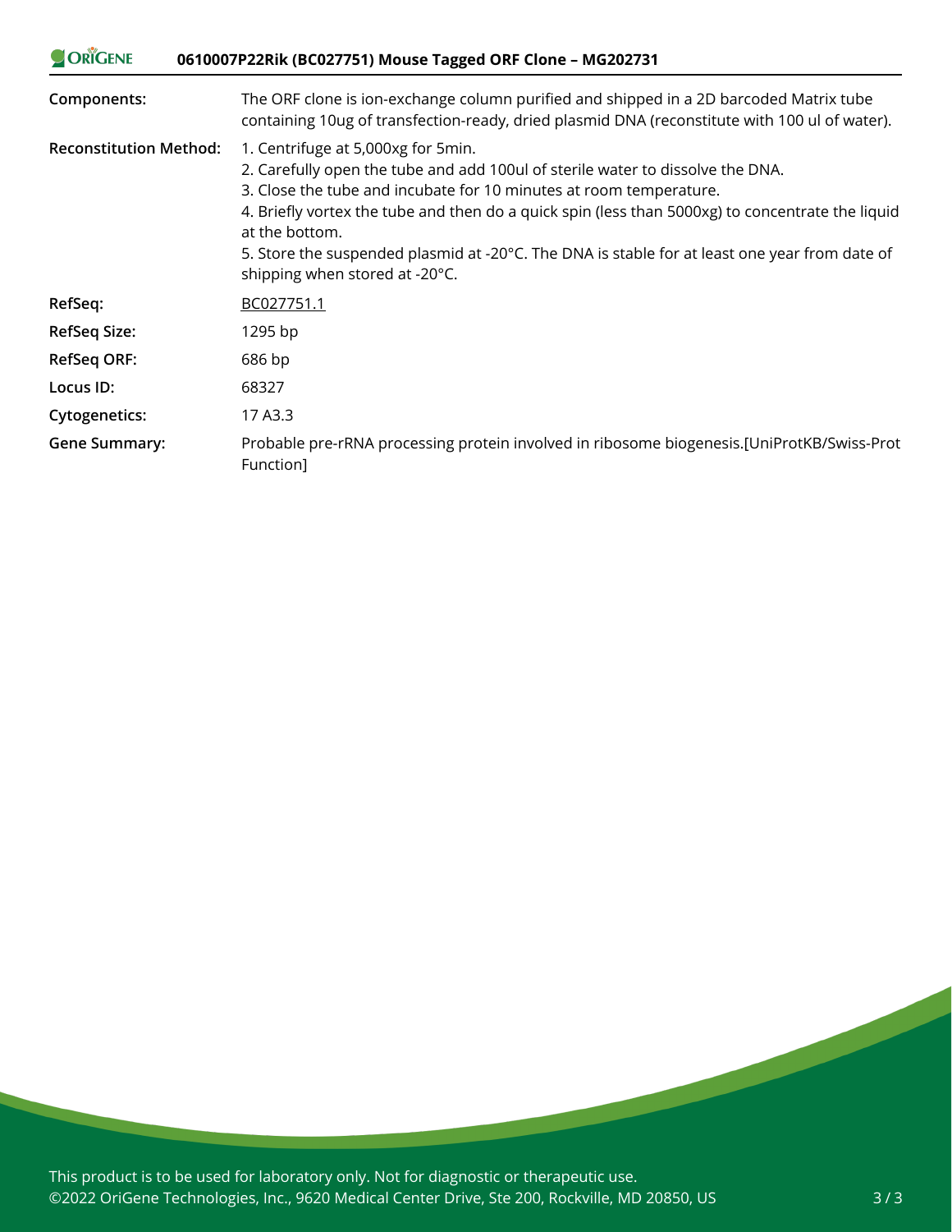| | |
|---|---|
| **Components:** | The ORF clone is ion-exchange column purified and shipped in a 2D barcoded Matrix tube containing 10ug of transfection-ready, dried plasmid DNA (reconstitute with 100 ul of water). |
| **Reconstitution Method:** | 1. Centrifuge at 5,000xg for 5min.<br>2. Carefully open the tube and add 100ul of sterile water to dissolve the DNA.<br>3. Close the tube and incubate for 10 minutes at room temperature.<br>4. Briefly vortex the tube and then do a quick spin (less than 5000xg) to concentrate the liquid at the bottom.<br>5. Store the suspended plasmid at -20°C. The DNA is stable for at least one year from date of shipping when stored at -20°C. |
| **RefSeq:** | BC027751.1 |
| **RefSeq Size:** | 1295 bp |
| **RefSeq ORF:** | 686 bp |
| **Locus ID:** | 68327 |
| **Cytogenetics:** | 17 A3.3 |
| **Gene Summary:** | Probable pre-rRNA processing protein involved in ribosome biogenesis.[UniProtKB/Swiss-Prot Function] |

This product is to be used for laboratory only. Not for diagnostic or therapeutic use.
©2022 OriGene Technologies, Inc., 9620 Medical Center Drive, Ste 200, Rockville, MD 20850, US